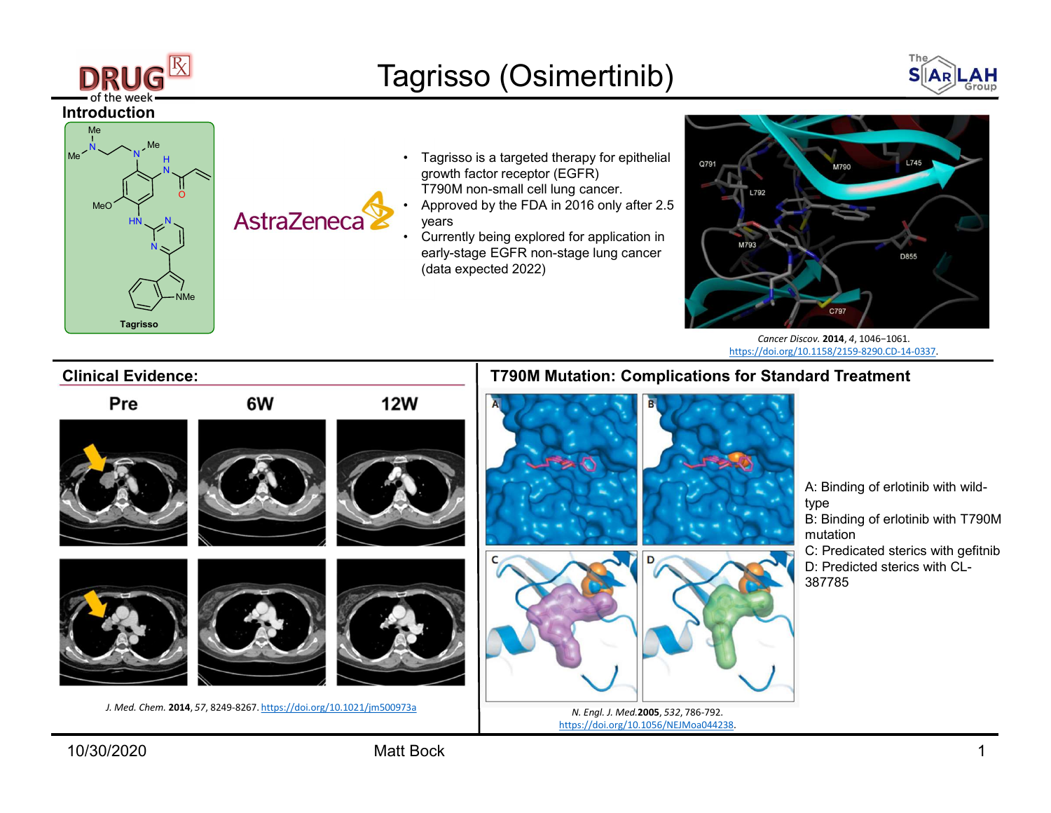# Tagrisso (Osimertinib)

## Introduction

Tagrisso

- Tagrisso is a targeted therapy for epithelial growth factor receptor (EGFR) T790M non-small cell lung cancer.
- Approved by the FDA in 2016 only after 2.5 years
- Currently being explored for application in early-stage EGFR non-stage lung cancer (data expected 2022)

*Cancer Discov.* **2014**, *4*, 1046–1061. https://doi.org/10.1158/2159-8290.CD-14-0337.

## Clinical Evidence:

Pre | 6W | 12W

*J. Med. Chem.* **2014**, *57*, 8249-8267. https://doi.org/10.1021/jm500973a

## T790M Mutation: Complications for Standard Treatment

A: Binding of erlotinib with wild-type
B: Binding of erlotinib with T790M mutation
C: Predicated sterics with gefitnib
D: Predicted sterics with CL-387785

*N. Engl. J. Med.* **2005**, *532*, 786-792. https://doi.org/10.1056/NEJMoa044238.

10/30/2020 Matt Bock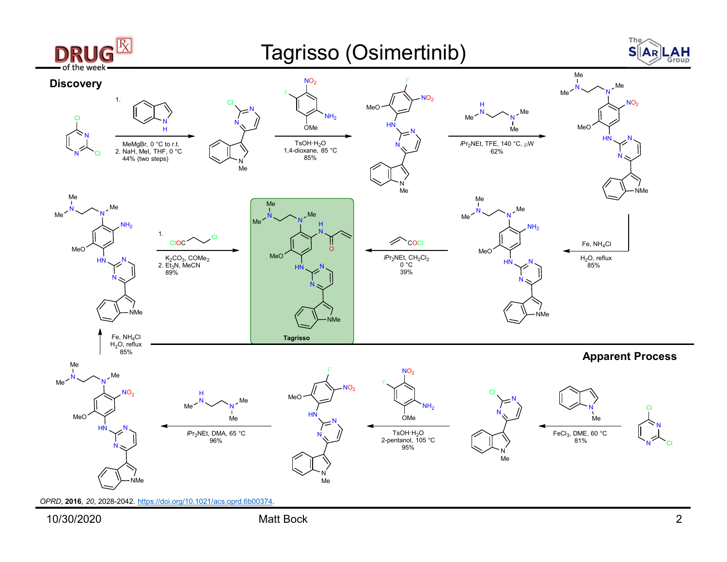# Tagrisso (Osimertinib)

## Discovery

1. (indole), MeMgBr, 0 °C to r.t.
2. NaH, MeI, THF, 0 °C

44% (two steps)

TsOH·$H_2O$
1,4-dioxane, 85 °C
85%

$iPr_2NEt$, TFE, 140 °C, μW
62%

Fe, $NH_4Cl$
$H_2O$, reflux
85%

(acryloyl chloride) COCl
$iPr_2NEt$, $CH_2Cl_2$
0 °C
39%

**Tagrisso**

1. ClOC–$CH_2CH_2$–Cl
$K_2CO_3$, $COMe_2$
2. $Et_3N$, MeCN
89%

Fe, $NH_4Cl$
$H_2O$, reflux
85%

## Apparent Process

FeCl$_3$, DME, 60 °C
81%

TsOH·$H_2O$
2-pentanol, 105 °C
95%

$iPr_2NEt$, DMA, 65 °C
96%

*OPRD*, **2016**, *20*, 2028-2042. https://doi.org/10.1021/acs.oprd.6b00374.

10/30/2020 Matt Bock